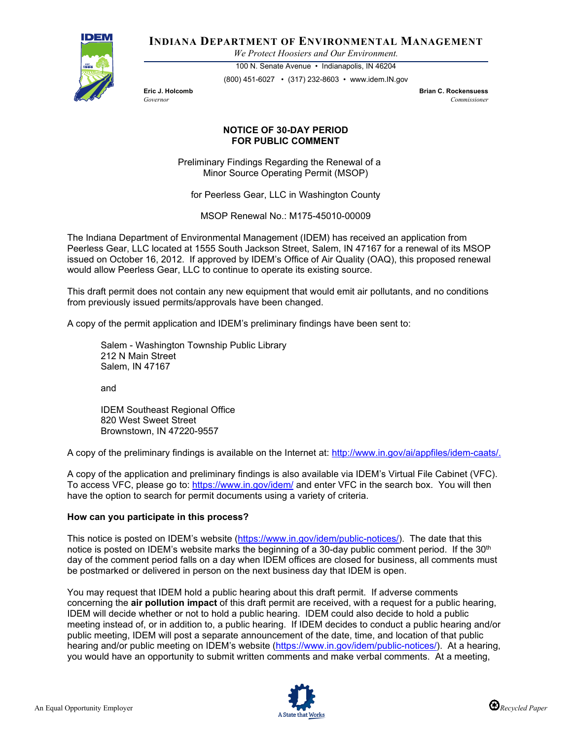# INDIANA DEPARTMENT OF ENVIRONMENTAL MANAGEMENT

*We Protect Hoosiers and Our Environment.*

100 N. Senate Avenue • Indianapolis, IN 46204

(800) 451-6027 • (317) 232-8603 • www.idem.IN.gov

**Eric J. Holcomb**
*Governor*

**Brian C. Rockensuess**
*Commissioner*

## NOTICE OF 30-DAY PERIOD FOR PUBLIC COMMENT

Preliminary Findings Regarding the Renewal of a Minor Source Operating Permit (MSOP)

for Peerless Gear, LLC in Washington County

MSOP Renewal No.: M175-45010-00009

The Indiana Department of Environmental Management (IDEM) has received an application from Peerless Gear, LLC located at 1555 South Jackson Street, Salem, IN 47167 for a renewal of its MSOP issued on October 16, 2012. If approved by IDEM's Office of Air Quality (OAQ), this proposed renewal would allow Peerless Gear, LLC to continue to operate its existing source.

This draft permit does not contain any new equipment that would emit air pollutants, and no conditions from previously issued permits/approvals have been changed.

A copy of the permit application and IDEM's preliminary findings have been sent to:

Salem - Washington Township Public Library
212 N Main Street
Salem, IN 47167

and

IDEM Southeast Regional Office
820 West Sweet Street
Brownstown, IN 47220-9557

A copy of the preliminary findings is available on the Internet at: http://www.in.gov/ai/appfiles/idem-caats/.

A copy of the application and preliminary findings is also available via IDEM's Virtual File Cabinet (VFC). To access VFC, please go to: https://www.in.gov/idem/ and enter VFC in the search box. You will then have the option to search for permit documents using a variety of criteria.

### How can you participate in this process?

This notice is posted on IDEM's website (https://www.in.gov/idem/public-notices/). The date that this notice is posted on IDEM's website marks the beginning of a 30-day public comment period. If the 30th day of the comment period falls on a day when IDEM offices are closed for business, all comments must be postmarked or delivered in person on the next business day that IDEM is open.

You may request that IDEM hold a public hearing about this draft permit. If adverse comments concerning the **air pollution impact** of this draft permit are received, with a request for a public hearing, IDEM will decide whether or not to hold a public hearing. IDEM could also decide to hold a public meeting instead of, or in addition to, a public hearing. If IDEM decides to conduct a public hearing and/or public meeting, IDEM will post a separate announcement of the date, time, and location of that public hearing and/or public meeting on IDEM's website (https://www.in.gov/idem/public-notices/). At a hearing, you would have an opportunity to submit written comments and make verbal comments. At a meeting,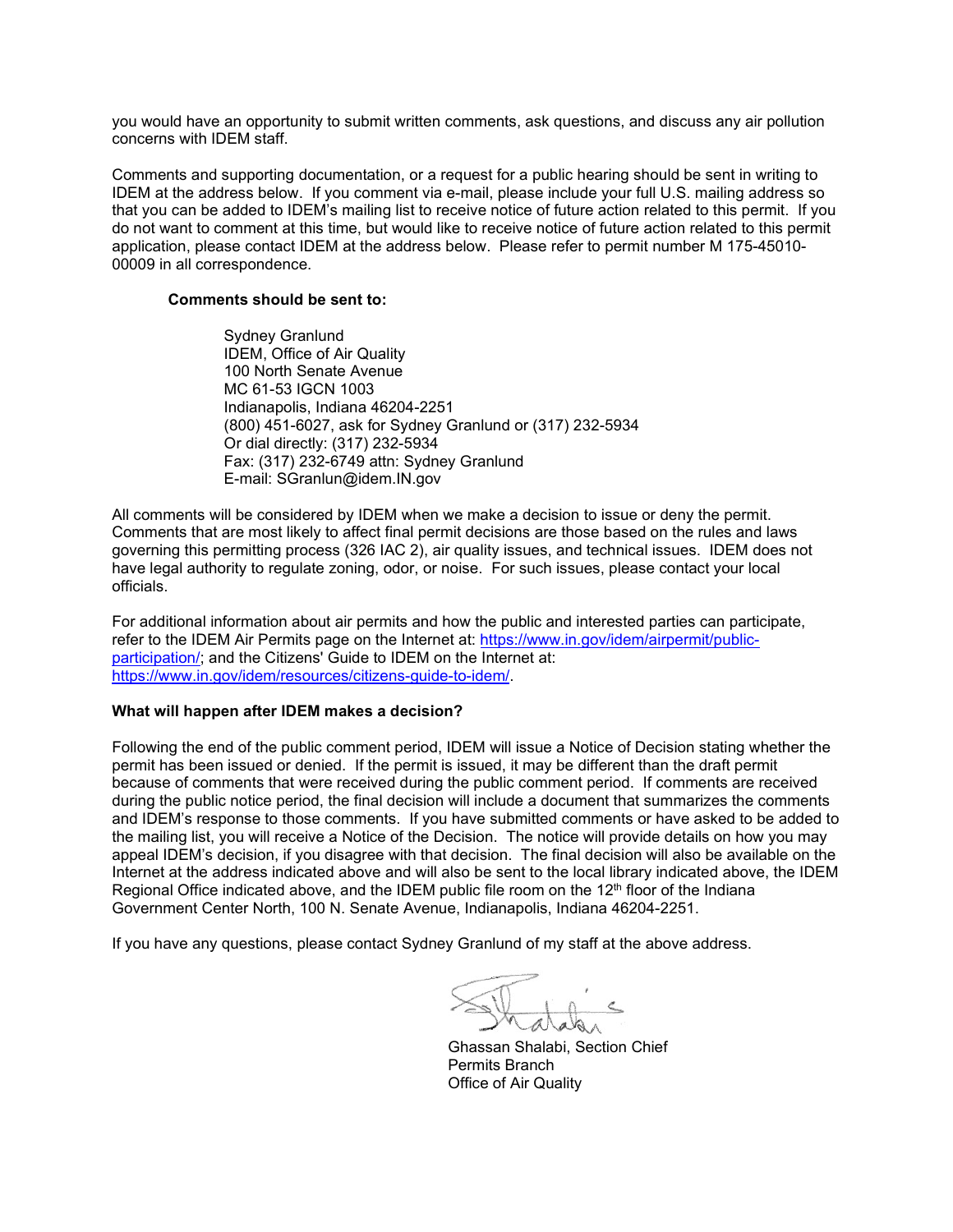you would have an opportunity to submit written comments, ask questions, and discuss any air pollution concerns with IDEM staff.

Comments and supporting documentation, or a request for a public hearing should be sent in writing to IDEM at the address below. If you comment via e-mail, please include your full U.S. mailing address so that you can be added to IDEM's mailing list to receive notice of future action related to this permit. If you do not want to comment at this time, but would like to receive notice of future action related to this permit application, please contact IDEM at the address below. Please refer to permit number M 175-45010-00009 in all correspondence.

**Comments should be sent to:**

Sydney Granlund
IDEM, Office of Air Quality
100 North Senate Avenue
MC 61-53 IGCN 1003
Indianapolis, Indiana 46204-2251
(800) 451-6027, ask for Sydney Granlund or (317) 232-5934
Or dial directly: (317) 232-5934
Fax: (317) 232-6749 attn: Sydney Granlund
E-mail: SGranlun@idem.IN.gov

All comments will be considered by IDEM when we make a decision to issue or deny the permit. Comments that are most likely to affect final permit decisions are those based on the rules and laws governing this permitting process (326 IAC 2), air quality issues, and technical issues. IDEM does not have legal authority to regulate zoning, odor, or noise. For such issues, please contact your local officials.

For additional information about air permits and how the public and interested parties can participate, refer to the IDEM Air Permits page on the Internet at: https://www.in.gov/idem/airpermit/public-participation/; and the Citizens' Guide to IDEM on the Internet at: https://www.in.gov/idem/resources/citizens-guide-to-idem/.

**What will happen after IDEM makes a decision?**

Following the end of the public comment period, IDEM will issue a Notice of Decision stating whether the permit has been issued or denied. If the permit is issued, it may be different than the draft permit because of comments that were received during the public comment period. If comments are received during the public notice period, the final decision will include a document that summarizes the comments and IDEM's response to those comments. If you have submitted comments or have asked to be added to the mailing list, you will receive a Notice of the Decision. The notice will provide details on how you may appeal IDEM's decision, if you disagree with that decision. The final decision will also be available on the Internet at the address indicated above and will also be sent to the local library indicated above, the IDEM Regional Office indicated above, and the IDEM public file room on the 12th floor of the Indiana Government Center North, 100 N. Senate Avenue, Indianapolis, Indiana 46204-2251.

If you have any questions, please contact Sydney Granlund of my staff at the above address.

Ghassan Shalabi, Section Chief
Permits Branch
Office of Air Quality